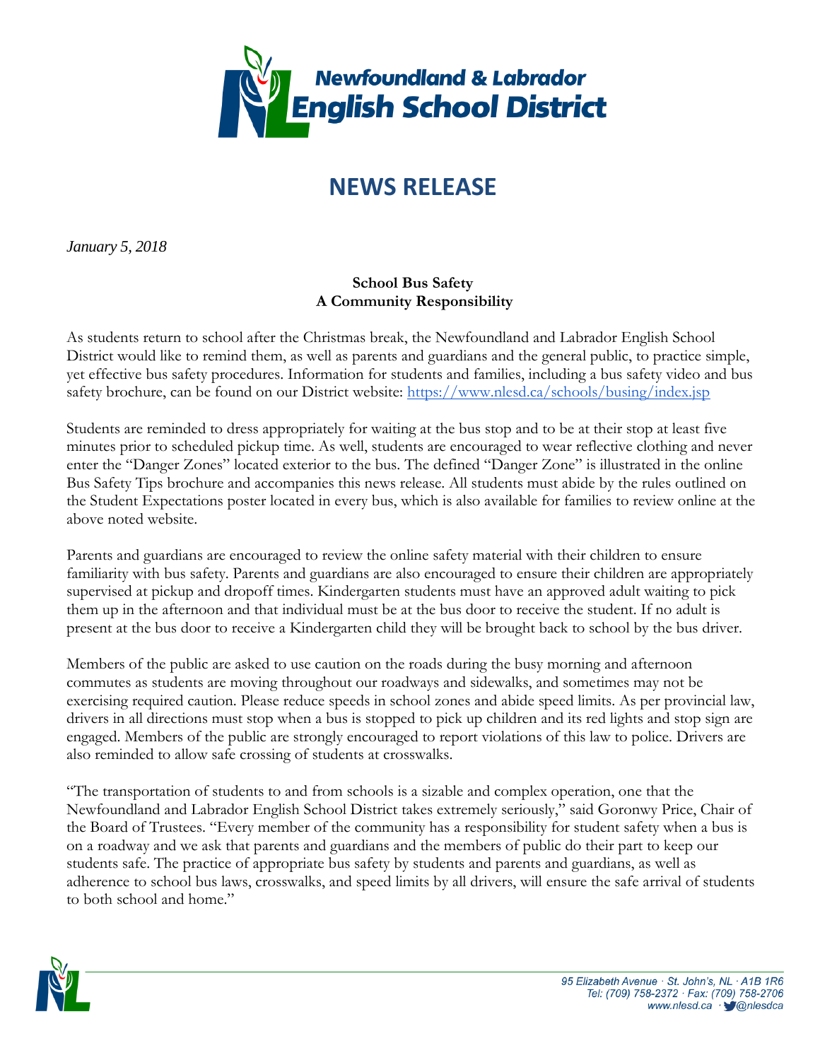Newfoundland & Labrador English School District

# NEWS RELEASE

*January 5, 2018*

**School Bus Safety**
**A Community Responsibility**

As students return to school after the Christmas break, the Newfoundland and Labrador English School District would like to remind them, as well as parents and guardians and the general public, to practice simple, yet effective bus safety procedures. Information for students and families, including a bus safety video and bus safety brochure, can be found on our District website: https://www.nlesd.ca/schools/busing/index.jsp

Students are reminded to dress appropriately for waiting at the bus stop and to be at their stop at least five minutes prior to scheduled pickup time. As well, students are encouraged to wear reflective clothing and never enter the "Danger Zones" located exterior to the bus. The defined "Danger Zone" is illustrated in the online Bus Safety Tips brochure and accompanies this news release. All students must abide by the rules outlined on the Student Expectations poster located in every bus, which is also available for families to review online at the above noted website.

Parents and guardians are encouraged to review the online safety material with their children to ensure familiarity with bus safety. Parents and guardians are also encouraged to ensure their children are appropriately supervised at pickup and dropoff times. Kindergarten students must have an approved adult waiting to pick them up in the afternoon and that individual must be at the bus door to receive the student. If no adult is present at the bus door to receive a Kindergarten child they will be brought back to school by the bus driver.

Members of the public are asked to use caution on the roads during the busy morning and afternoon commutes as students are moving throughout our roadways and sidewalks, and sometimes may not be exercising required caution. Please reduce speeds in school zones and abide speed limits. As per provincial law, drivers in all directions must stop when a bus is stopped to pick up children and its red lights and stop sign are engaged. Members of the public are strongly encouraged to report violations of this law to police. Drivers are also reminded to allow safe crossing of students at crosswalks.

"The transportation of students to and from schools is a sizable and complex operation, one that the Newfoundland and Labrador English School District takes extremely seriously," said Goronwy Price, Chair of the Board of Trustees. "Every member of the community has a responsibility for student safety when a bus is on a roadway and we ask that parents and guardians and the members of public do their part to keep our students safe. The practice of appropriate bus safety by students and parents and guardians, as well as adherence to school bus laws, crosswalks, and speed limits by all drivers, will ensure the safe arrival of students to both school and home."

95 Elizabeth Avenue · St. John's, NL · A1B 1R6
Tel: (709) 758-2372 · Fax: (709) 758-2706
www.nlesd.ca · @nlesdca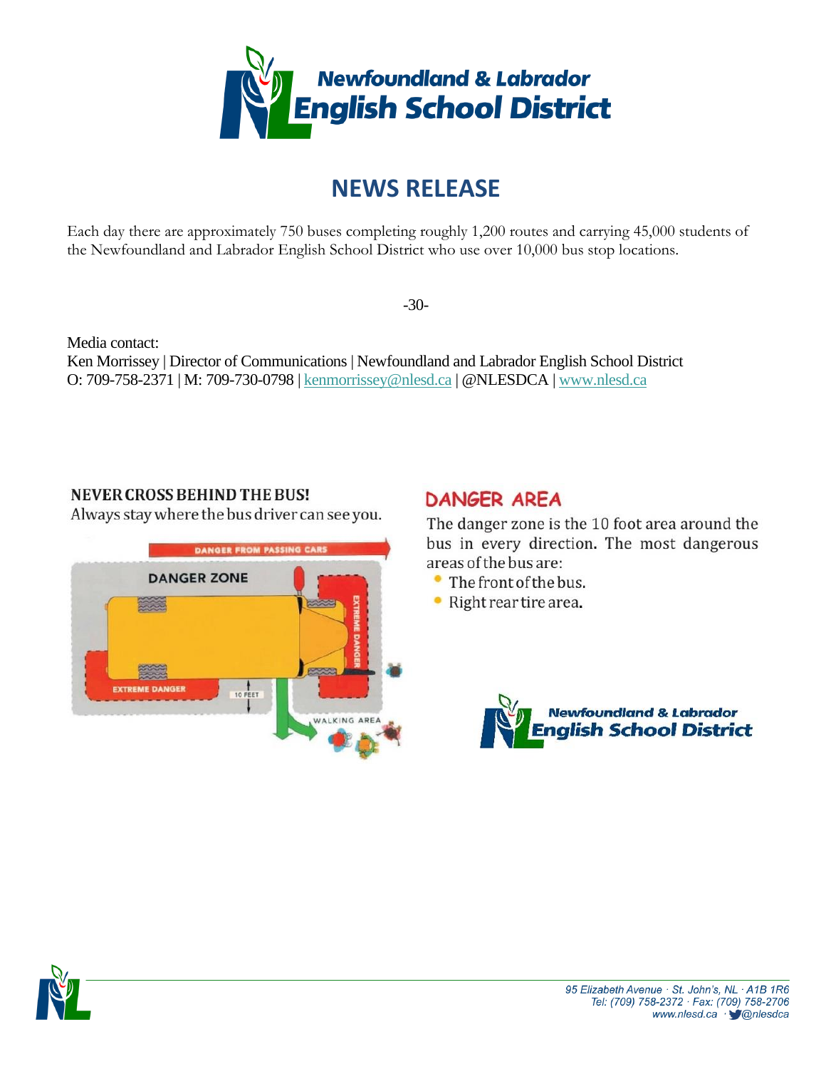Newfoundland & Labrador English School District

## NEWS RELEASE

Each day there are approximately 750 buses completing roughly 1,200 routes and carrying 45,000 students of the Newfoundland and Labrador English School District who use over 10,000 bus stop locations.

-30-

Media contact:
Ken Morrissey | Director of Communications | Newfoundland and Labrador English School District
O: 709-758-2371 | M: 709-730-0798 | kenmorrissey@nlesd.ca | @NLESDCA | www.nlesd.ca

**NEVER CROSS BEHIND THE BUS!**
Always stay where the bus driver can see you.

DANGER FROM PASSING CARS

DANGER ZONE

EXTREME DANGER

EXTREME DANGER

10 FEET

WALKING AREA

## DANGER AREA

The danger zone is the 10 foot area around the bus in every direction. The most dangerous areas of the bus are:

- The front of the bus.
- Right rear tire area.

Newfoundland & Labrador English School District

95 Elizabeth Avenue · St. John's, NL · A1B 1R6
Tel: (709) 758-2372 · Fax: (709) 758-2706
www.nlesd.ca · @nlesdca